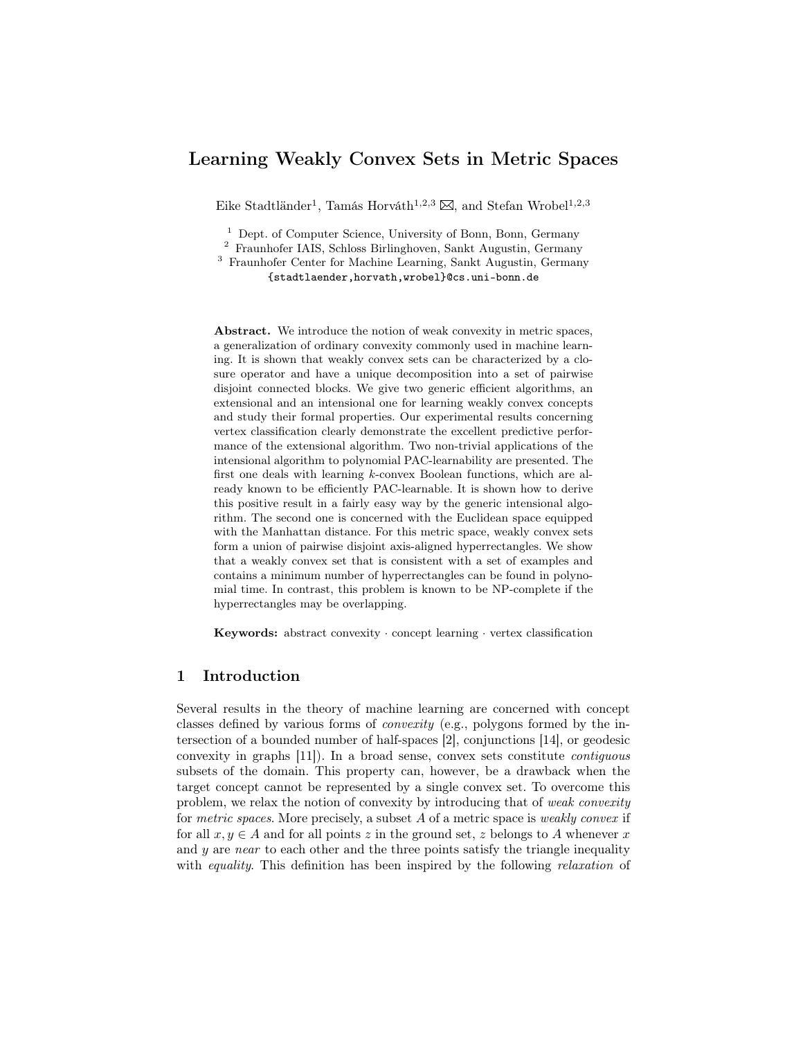# Learning Weakly Convex Sets in Metric Spaces

Eike Stadtländer[1], Tamás Horváth[1,2,3] ✉, and Stefan Wrobel[1,2,3]

[1] Dept. of Computer Science, University of Bonn, Bonn, Germany
[2] Fraunhofer IAIS, Schloss Birlinghoven, Sankt Augustin, Germany
[3] Fraunhofer Center for Machine Learning, Sankt Augustin, Germany
{stadtlaender,horvath,wrobel}@cs.uni-bonn.de

**Abstract.** We introduce the notion of weak convexity in metric spaces, a generalization of ordinary convexity commonly used in machine learning. It is shown that weakly convex sets can be characterized by a closure operator and have a unique decomposition into a set of pairwise disjoint connected blocks. We give two generic efficient algorithms, an extensional and an intensional one for learning weakly convex concepts and study their formal properties. Our experimental results concerning vertex classification clearly demonstrate the excellent predictive performance of the extensional algorithm. Two non-trivial applications of the intensional algorithm to polynomial PAC-learnability are presented. The first one deals with learning $k$-convex Boolean functions, which are already known to be efficiently PAC-learnable. It is shown how to derive this positive result in a fairly easy way by the generic intensional algorithm. The second one is concerned with the Euclidean space equipped with the Manhattan distance. For this metric space, weakly convex sets form a union of pairwise disjoint axis-aligned hyperrectangles. We show that a weakly convex set that is consistent with a set of examples and contains a minimum number of hyperrectangles can be found in polynomial time. In contrast, this problem is known to be NP-complete if the hyperrectangles may be overlapping.

**Keywords:** abstract convexity · concept learning · vertex classification

## 1 Introduction

Several results in the theory of machine learning are concerned with concept classes defined by various forms of *convexity* (e.g., polygons formed by the intersection of a bounded number of half-spaces [2], conjunctions [14], or geodesic convexity in graphs [11]). In a broad sense, convex sets constitute *contiguous* subsets of the domain. This property can, however, be a drawback when the target concept cannot be represented by a single convex set. To overcome this problem, we relax the notion of convexity by introducing that of *weak convexity* for *metric spaces*. More precisely, a subset $A$ of a metric space is *weakly convex* if for all $x, y \in A$ and for all points $z$ in the ground set, $z$ belongs to $A$ whenever $x$ and $y$ are *near* to each other and the three points satisfy the triangle inequality with *equality*. This definition has been inspired by the following *relaxation* of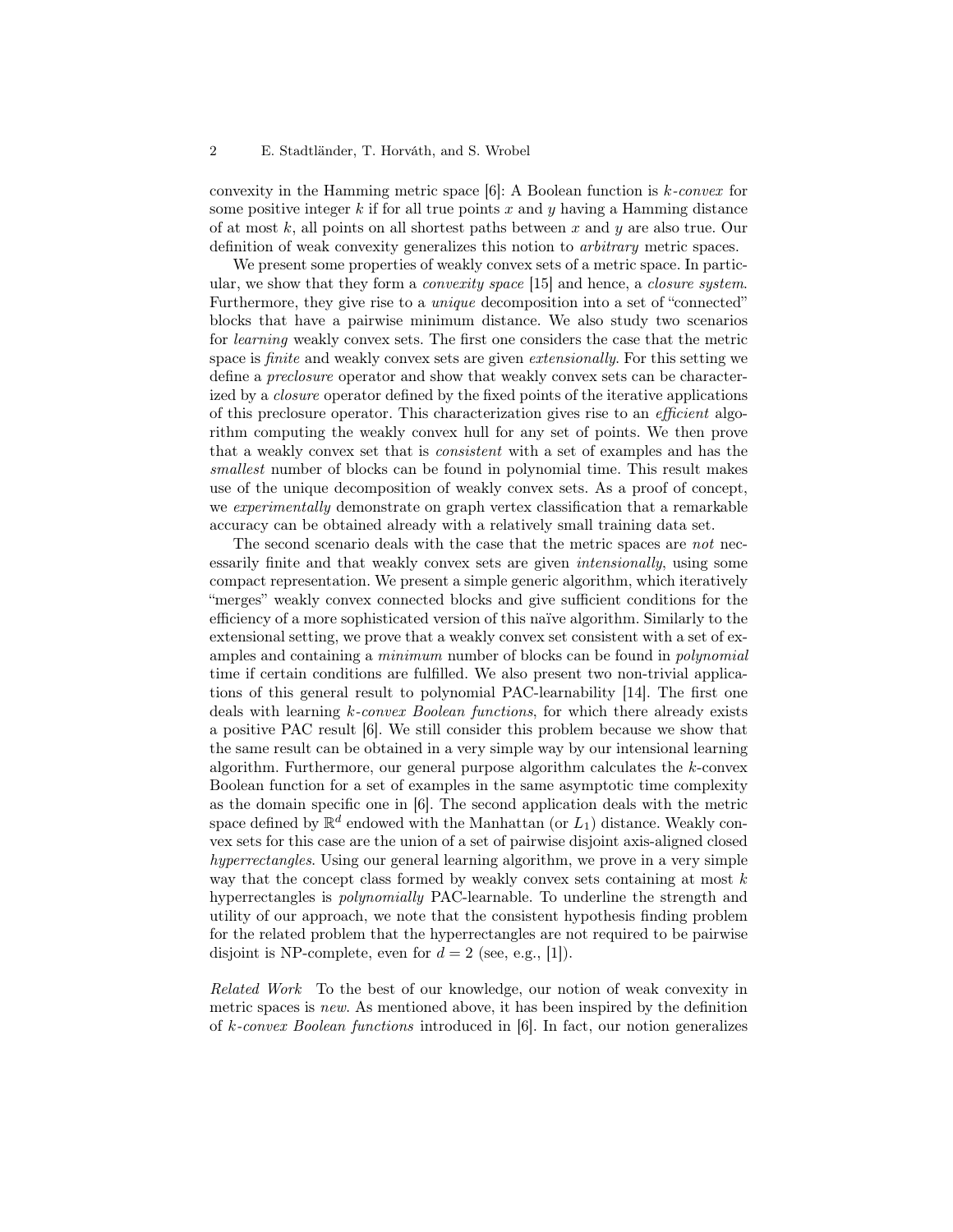convexity in the Hamming metric space [6]: A Boolean function is *k-convex* for some positive integer $k$ if for all true points $x$ and $y$ having a Hamming distance of at most $k$, all points on all shortest paths between $x$ and $y$ are also true. Our definition of weak convexity generalizes this notion to *arbitrary* metric spaces.

We present some properties of weakly convex sets of a metric space. In particular, we show that they form a *convexity space* [15] and hence, a *closure system*. Furthermore, they give rise to a *unique* decomposition into a set of "connected" blocks that have a pairwise minimum distance. We also study two scenarios for *learning* weakly convex sets. The first one considers the case that the metric space is *finite* and weakly convex sets are given *extensionally*. For this setting we define a *preclosure* operator and show that weakly convex sets can be characterized by a *closure* operator defined by the fixed points of the iterative applications of this preclosure operator. This characterization gives rise to an *efficient* algorithm computing the weakly convex hull for any set of points. We then prove that a weakly convex set that is *consistent* with a set of examples and has the *smallest* number of blocks can be found in polynomial time. This result makes use of the unique decomposition of weakly convex sets. As a proof of concept, we *experimentally* demonstrate on graph vertex classification that a remarkable accuracy can be obtained already with a relatively small training data set.

The second scenario deals with the case that the metric spaces are *not* necessarily finite and that weakly convex sets are given *intensionally*, using some compact representation. We present a simple generic algorithm, which iteratively "merges" weakly convex connected blocks and give sufficient conditions for the efficiency of a more sophisticated version of this naïve algorithm. Similarly to the extensional setting, we prove that a weakly convex set consistent with a set of examples and containing a *minimum* number of blocks can be found in *polynomial* time if certain conditions are fulfilled. We also present two non-trivial applications of this general result to polynomial PAC-learnability [14]. The first one deals with learning *k-convex Boolean functions*, for which there already exists a positive PAC result [6]. We still consider this problem because we show that the same result can be obtained in a very simple way by our intensional learning algorithm. Furthermore, our general purpose algorithm calculates the $k$-convex Boolean function for a set of examples in the same asymptotic time complexity as the domain specific one in [6]. The second application deals with the metric space defined by $\mathbb{R}^d$ endowed with the Manhattan (or $L_1$) distance. Weakly convex sets for this case are the union of a set of pairwise disjoint axis-aligned closed *hyperrectangles*. Using our general learning algorithm, we prove in a very simple way that the concept class formed by weakly convex sets containing at most $k$ hyperrectangles is *polynomially* PAC-learnable. To underline the strength and utility of our approach, we note that the consistent hypothesis finding problem for the related problem that the hyperrectangles are not required to be pairwise disjoint is NP-complete, even for $d = 2$ (see, e.g., [1]).

*Related Work* To the best of our knowledge, our notion of weak convexity in metric spaces is *new*. As mentioned above, it has been inspired by the definition of *k-convex Boolean functions* introduced in [6]. In fact, our notion generalizes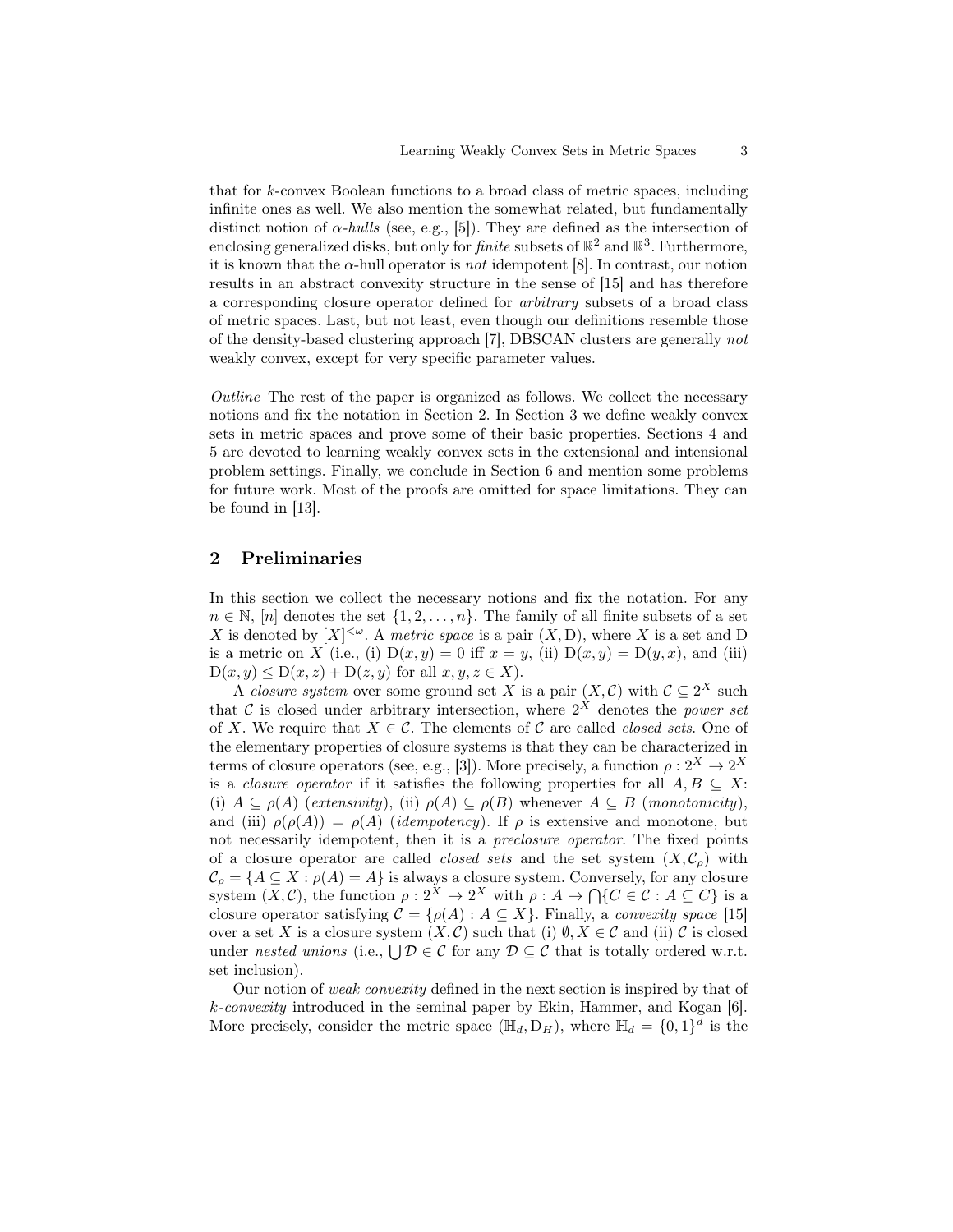that for $k$-convex Boolean functions to a broad class of metric spaces, including infinite ones as well. We also mention the somewhat related, but fundamentally distinct notion of *$\alpha$-hulls* (see, e.g., [5]). They are defined as the intersection of enclosing generalized disks, but only for *finite* subsets of $\mathbb{R}^2$ and $\mathbb{R}^3$. Furthermore, it is known that the $\alpha$-hull operator is *not* idempotent [8]. In contrast, our notion results in an abstract convexity structure in the sense of [15] and has therefore a corresponding closure operator defined for *arbitrary* subsets of a broad class of metric spaces. Last, but not least, even though our definitions resemble those of the density-based clustering approach [7], DBSCAN clusters are generally *not* weakly convex, except for very specific parameter values.

*Outline* The rest of the paper is organized as follows. We collect the necessary notions and fix the notation in Section 2. In Section 3 we define weakly convex sets in metric spaces and prove some of their basic properties. Sections 4 and 5 are devoted to learning weakly convex sets in the extensional and intensional problem settings. Finally, we conclude in Section 6 and mention some problems for future work. Most of the proofs are omitted for space limitations. They can be found in [13].

## 2 Preliminaries

In this section we collect the necessary notions and fix the notation. For any $n \in \mathbb{N}$, $[n]$ denotes the set $\{1, 2, \ldots, n\}$. The family of all finite subsets of a set $X$ is denoted by $[X]^{<\omega}$. A *metric space* is a pair $(X, \mathrm{D})$, where $X$ is a set and $\mathrm{D}$ is a metric on $X$ (i.e., (i) $\mathrm{D}(x, y) = 0$ iff $x = y$, (ii) $\mathrm{D}(x, y) = \mathrm{D}(y, x)$, and (iii) $\mathrm{D}(x, y) \leq \mathrm{D}(x, z) + \mathrm{D}(z, y)$ for all $x, y, z \in X$).

A *closure system* over some ground set $X$ is a pair $(X, \mathcal{C})$ with $\mathcal{C} \subseteq 2^X$ such that $\mathcal{C}$ is closed under arbitrary intersection, where $2^X$ denotes the *power set* of $X$. We require that $X \in \mathcal{C}$. The elements of $\mathcal{C}$ are called *closed sets*. One of the elementary properties of closure systems is that they can be characterized in terms of closure operators (see, e.g., [3]). More precisely, a function $\rho : 2^X \to 2^X$ is a *closure operator* if it satisfies the following properties for all $A, B \subseteq X$: (i) $A \subseteq \rho(A)$ (*extensivity*), (ii) $\rho(A) \subseteq \rho(B)$ whenever $A \subseteq B$ (*monotonicity*), and (iii) $\rho(\rho(A)) = \rho(A)$ (*idempotency*). If $\rho$ is extensive and monotone, but not necessarily idempotent, then it is a *preclosure operator*. The fixed points of a closure operator are called *closed sets* and the set system $(X, \mathcal{C}_\rho)$ with $\mathcal{C}_\rho = \{A \subseteq X : \rho(A) = A\}$ is always a closure system. Conversely, for any closure system $(X, \mathcal{C})$, the function $\rho : 2^X \to 2^X$ with $\rho : A \mapsto \bigcap\{C \in \mathcal{C} : A \subseteq C\}$ is a closure operator satisfying $\mathcal{C} = \{\rho(A) : A \subseteq X\}$. Finally, a *convexity space* [15] over a set $X$ is a closure system $(X, \mathcal{C})$ such that (i) $\emptyset, X \in \mathcal{C}$ and (ii) $\mathcal{C}$ is closed under *nested unions* (i.e., $\bigcup \mathcal{D} \in \mathcal{C}$ for any $\mathcal{D} \subseteq \mathcal{C}$ that is totally ordered w.r.t. set inclusion).

Our notion of *weak convexity* defined in the next section is inspired by that of *$k$-convexity* introduced in the seminal paper by Ekin, Hammer, and Kogan [6]. More precisely, consider the metric space $(\mathbb{H}_d, \mathrm{D}_H)$, where $\mathbb{H}_d = \{0, 1\}^d$ is the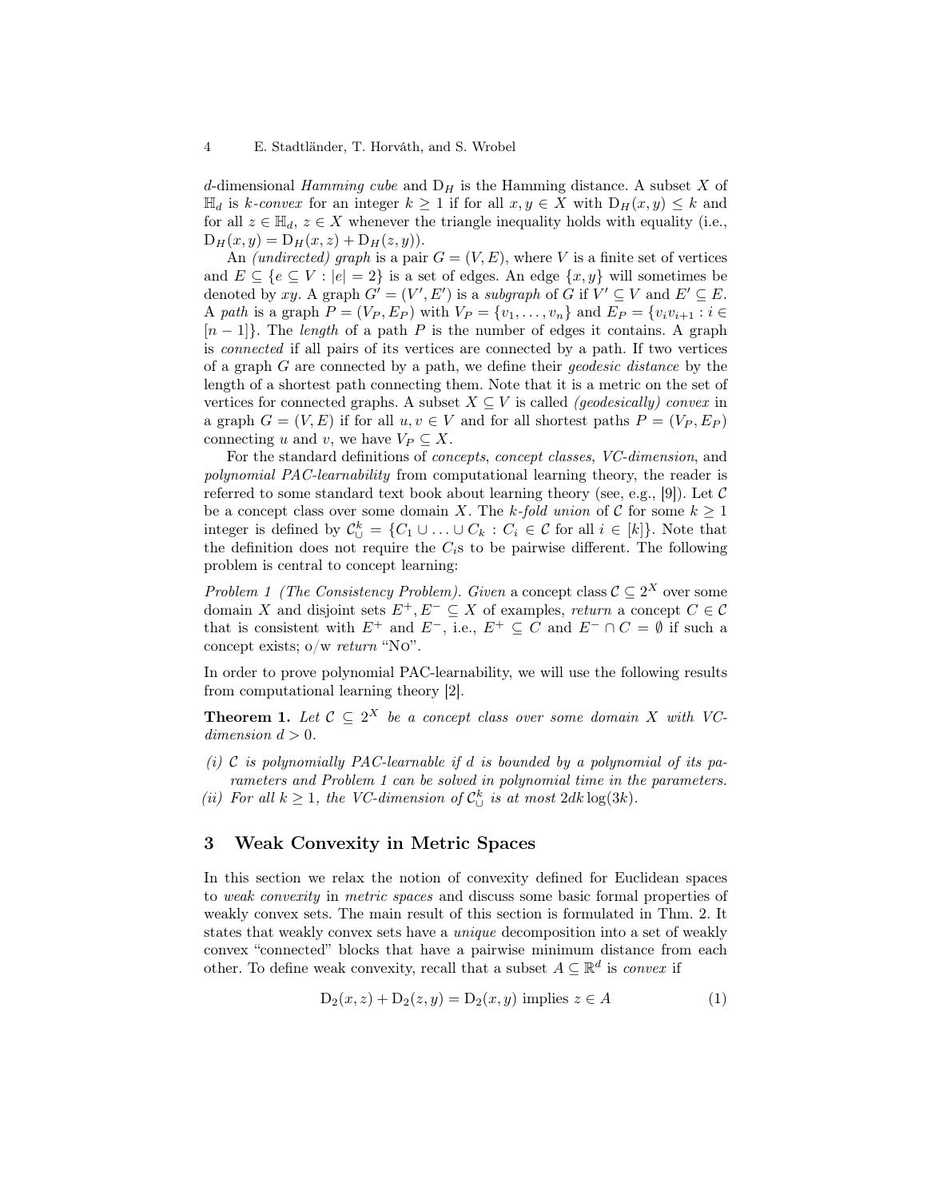$d$-dimensional *Hamming cube* and $\mathrm{D}_H$ is the Hamming distance. A subset $X$ of $\mathbb{H}_d$ is *k-convex* for an integer $k \geq 1$ if for all $x, y \in X$ with $\mathrm{D}_H(x, y) \leq k$ and for all $z \in \mathbb{H}_d$, $z \in X$ whenever the triangle inequality holds with equality (i.e., $\mathrm{D}_H(x, y) = \mathrm{D}_H(x, z) + \mathrm{D}_H(z, y)$).

An *(undirected) graph* is a pair $G = (V, E)$, where $V$ is a finite set of vertices and $E \subseteq \{e \subseteq V : |e| = 2\}$ is a set of edges. An edge $\{x, y\}$ will sometimes be denoted by $xy$. A graph $G' = (V', E')$ is a *subgraph* of $G$ if $V' \subseteq V$ and $E' \subseteq E$. A *path* is a graph $P = (V_P, E_P)$ with $V_P = \{v_1, \ldots, v_n\}$ and $E_P = \{v_i v_{i+1} : i \in [n-1]\}$. The *length* of a path $P$ is the number of edges it contains. A graph is *connected* if all pairs of its vertices are connected by a path. If two vertices of a graph $G$ are connected by a path, we define their *geodesic distance* by the length of a shortest path connecting them. Note that it is a metric on the set of vertices for connected graphs. A subset $X \subseteq V$ is called *(geodesically) convex* in a graph $G = (V, E)$ if for all $u, v \in V$ and for all shortest paths $P = (V_P, E_P)$ connecting $u$ and $v$, we have $V_P \subseteq X$.

For the standard definitions of *concepts*, *concept classes*, *VC-dimension*, and *polynomial PAC-learnability* from computational learning theory, the reader is referred to some standard text book about learning theory (see, e.g., [9]). Let $\mathcal{C}$ be a concept class over some domain $X$. The *k-fold union* of $\mathcal{C}$ for some $k \geq 1$ integer is defined by $\mathcal{C}_\cup^k = \{C_1 \cup \ldots \cup C_k : C_i \in \mathcal{C} \text{ for all } i \in [k]\}$. Note that the definition does not require the $C_i$s to be pairwise different. The following problem is central to concept learning:

*Problem 1 (The Consistency Problem). Given* a concept class $\mathcal{C} \subseteq 2^X$ over some domain $X$ and disjoint sets $E^+, E^- \subseteq X$ of examples, *return* a concept $C \in \mathcal{C}$ that is consistent with $E^+$ and $E^-$, i.e., $E^+ \subseteq C$ and $E^- \cap C = \emptyset$ if such a concept exists; o/w *return* "No".

In order to prove polynomial PAC-learnability, we will use the following results from computational learning theory [2].

**Theorem 1.** *Let $\mathcal{C} \subseteq 2^X$ be a concept class over some domain $X$ with VC-dimension $d > 0$.*

*(i) $\mathcal{C}$ is polynomially PAC-learnable if $d$ is bounded by a polynomial of its parameters and Problem 1 can be solved in polynomial time in the parameters.*
*(ii) For all $k \geq 1$, the VC-dimension of $\mathcal{C}_\cup^k$ is at most $2dk \log(3k)$.*

## 3 Weak Convexity in Metric Spaces

In this section we relax the notion of convexity defined for Euclidean spaces to *weak convexity* in *metric spaces* and discuss some basic formal properties of weakly convex sets. The main result of this section is formulated in Thm. 2. It states that weakly convex sets have a *unique* decomposition into a set of weakly convex "connected" blocks that have a pairwise minimum distance from each other. To define weak convexity, recall that a subset $A \subseteq \mathbb{R}^d$ is *convex* if

$$\mathrm{D}_2(x, z) + \mathrm{D}_2(z, y) = \mathrm{D}_2(x, y) \text{ implies } z \in A \tag{1}$$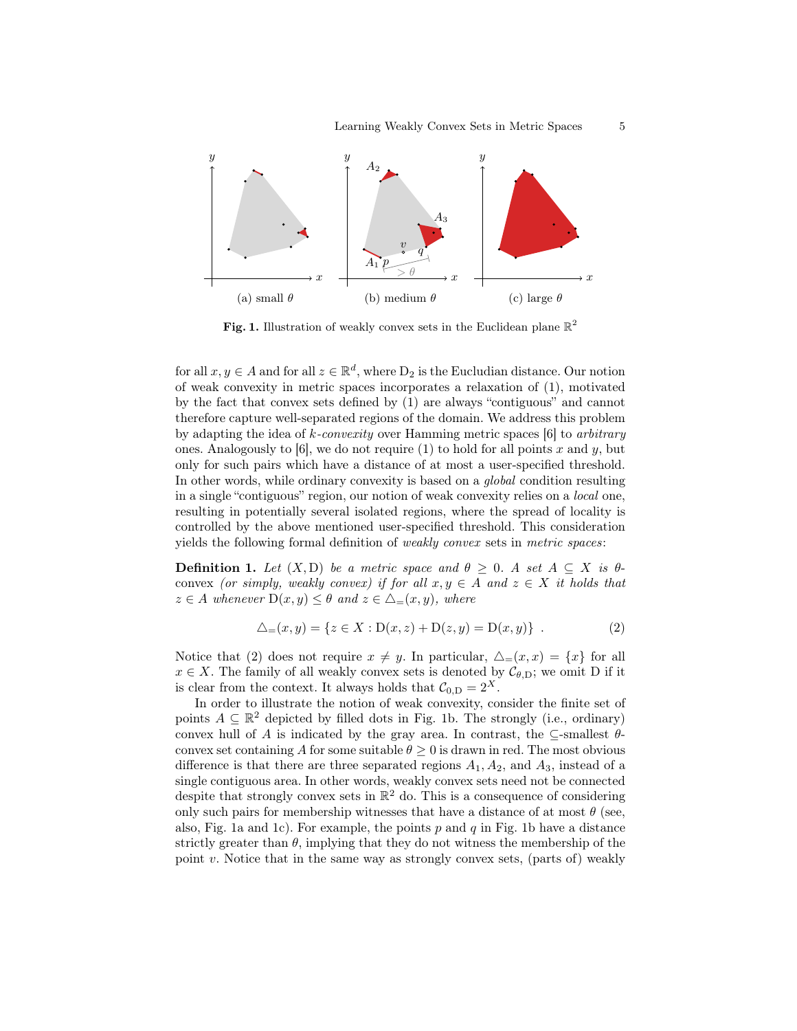(a) small $\theta$ (b) medium $\theta$ (c) large $\theta$

**Fig. 1.** Illustration of weakly convex sets in the Euclidean plane $\mathbb{R}^2$

for all $x, y \in A$ and for all $z \in \mathbb{R}^d$, where $\mathrm{D}_2$ is the Eucludian distance. Our notion of weak convexity in metric spaces incorporates a relaxation of (1), motivated by the fact that convex sets defined by (1) are always "contiguous" and cannot therefore capture well-separated regions of the domain. We address this problem by adapting the idea of *k-convexity* over Hamming metric spaces [6] to *arbitrary* ones. Analogously to [6], we do not require (1) to hold for all points $x$ and $y$, but only for such pairs which have a distance of at most a user-specified threshold. In other words, while ordinary convexity is based on a *global* condition resulting in a single "contiguous" region, our notion of weak convexity relies on a *local* one, resulting in potentially several isolated regions, where the spread of locality is controlled by the above mentioned user-specified threshold. This consideration yields the following formal definition of *weakly convex* sets in *metric spaces*:

**Definition 1.** *Let $(X, \mathrm{D})$ be a metric space and $\theta \geq 0$. A set $A \subseteq X$ is $\theta$-*convex *(or simply, weakly convex) if for all $x, y \in A$ and $z \in X$ it holds that $z \in A$ whenever $\mathrm{D}(x, y) \leq \theta$ and $z \in \triangle_=(x, y)$, where*

$$\triangle_=(x, y) = \{z \in X : \mathrm{D}(x, z) + \mathrm{D}(z, y) = \mathrm{D}(x, y)\} \ . \tag{2}$$

Notice that (2) does not require $x \neq y$. In particular, $\triangle_=(x, x) = \{x\}$ for all $x \in X$. The family of all weakly convex sets is denoted by $\mathcal{C}_{\theta,\mathrm{D}}$; we omit D if it is clear from the context. It always holds that $\mathcal{C}_{0,\mathrm{D}} = 2^X$.

In order to illustrate the notion of weak convexity, consider the finite set of points $A \subseteq \mathbb{R}^2$ depicted by filled dots in Fig. 1b. The strongly (i.e., ordinary) convex hull of $A$ is indicated by the gray area. In contrast, the $\subseteq$-smallest $\theta$-convex set containing $A$ for some suitable $\theta \geq 0$ is drawn in red. The most obvious difference is that there are three separated regions $A_1, A_2$, and $A_3$, instead of a single contiguous area. In other words, weakly convex sets need not be connected despite that strongly convex sets in $\mathbb{R}^2$ do. This is a consequence of considering only such pairs for membership witnesses that have a distance of at most $\theta$ (see, also, Fig. 1a and 1c). For example, the points $p$ and $q$ in Fig. 1b have a distance strictly greater than $\theta$, implying that they do not witness the membership of the point $v$. Notice that in the same way as strongly convex sets, (parts of) weakly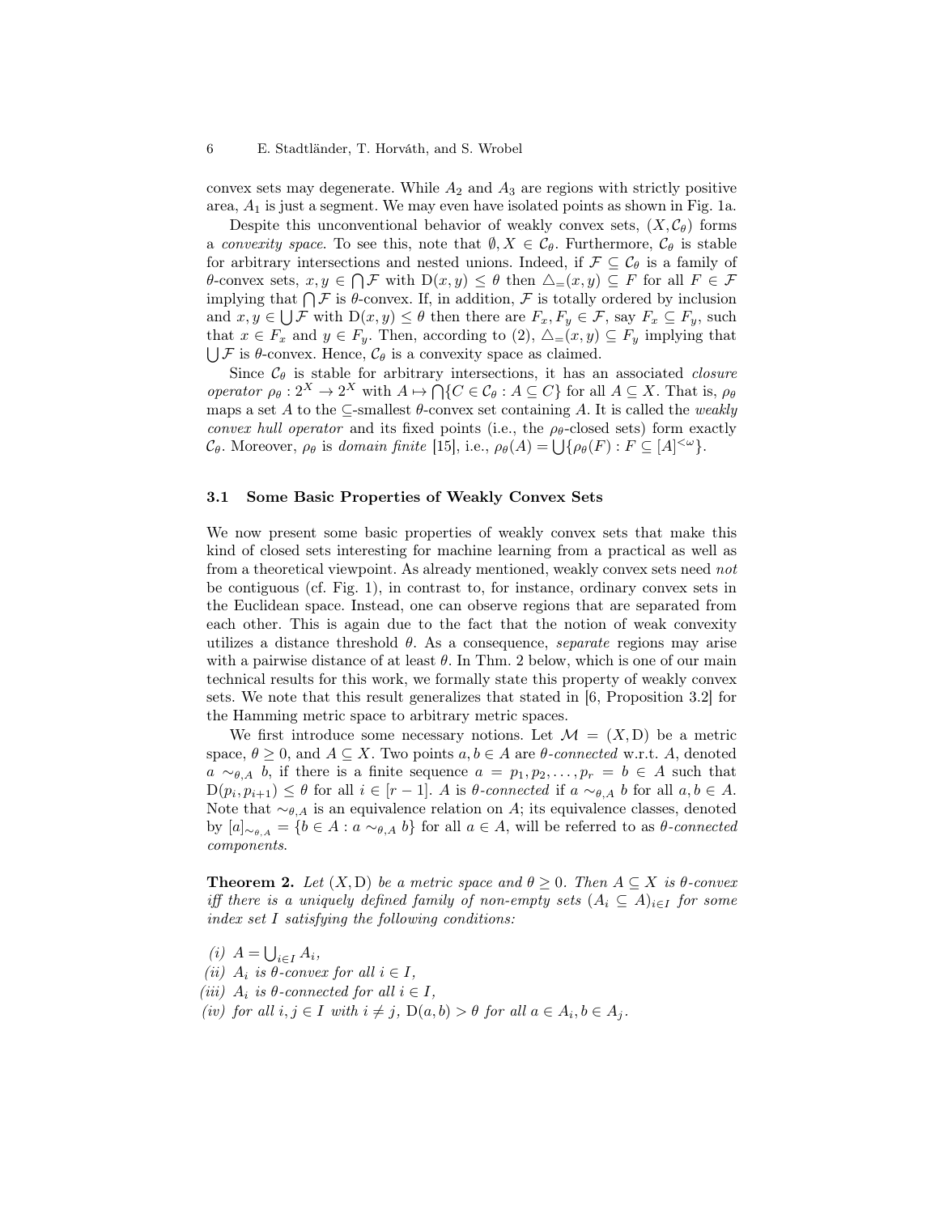convex sets may degenerate. While $A_2$ and $A_3$ are regions with strictly positive area, $A_1$ is just a segment. We may even have isolated points as shown in Fig. 1a.

Despite this unconventional behavior of weakly convex sets, $(X, \mathcal{C}_\theta)$ forms a *convexity space*. To see this, note that $\emptyset, X \in \mathcal{C}_\theta$. Furthermore, $\mathcal{C}_\theta$ is stable for arbitrary intersections and nested unions. Indeed, if $\mathcal{F} \subseteq \mathcal{C}_\theta$ is a family of $\theta$-convex sets, $x, y \in \bigcap \mathcal{F}$ with $\mathrm{D}(x, y) \leq \theta$ then $\triangle_=(x, y) \subseteq F$ for all $F \in \mathcal{F}$ implying that $\bigcap \mathcal{F}$ is $\theta$-convex. If, in addition, $\mathcal{F}$ is totally ordered by inclusion and $x, y \in \bigcup \mathcal{F}$ with $\mathrm{D}(x, y) \leq \theta$ then there are $F_x, F_y \in \mathcal{F}$, say $F_x \subseteq F_y$, such that $x \in F_x$ and $y \in F_y$. Then, according to (2), $\triangle_=(x, y) \subseteq F_y$ implying that $\bigcup \mathcal{F}$ is $\theta$-convex. Hence, $\mathcal{C}_\theta$ is a convexity space as claimed.

Since $\mathcal{C}_\theta$ is stable for arbitrary intersections, it has an associated *closure operator* $\rho_\theta : 2^X \to 2^X$ with $A \mapsto \bigcap \{C \in \mathcal{C}_\theta : A \subseteq C\}$ for all $A \subseteq X$. That is, $\rho_\theta$ maps a set $A$ to the $\subseteq$-smallest $\theta$-convex set containing $A$. It is called the *weakly convex hull operator* and its fixed points (i.e., the $\rho_\theta$-closed sets) form exactly $\mathcal{C}_\theta$. Moreover, $\rho_\theta$ is *domain finite* [15], i.e., $\rho_\theta(A) = \bigcup \{\rho_\theta(F) : F \subseteq [A]^{<\omega}\}$.

### 3.1 Some Basic Properties of Weakly Convex Sets

We now present some basic properties of weakly convex sets that make this kind of closed sets interesting for machine learning from a practical as well as from a theoretical viewpoint. As already mentioned, weakly convex sets need *not* be contiguous (cf. Fig. 1), in contrast to, for instance, ordinary convex sets in the Euclidean space. Instead, one can observe regions that are separated from each other. This is again due to the fact that the notion of weak convexity utilizes a distance threshold $\theta$. As a consequence, *separate* regions may arise with a pairwise distance of at least $\theta$. In Thm. 2 below, which is one of our main technical results for this work, we formally state this property of weakly convex sets. We note that this result generalizes that stated in [6, Proposition 3.2] for the Hamming metric space to arbitrary metric spaces.

We first introduce some necessary notions. Let $\mathcal{M} = (X, \mathrm{D})$ be a metric space, $\theta \geq 0$, and $A \subseteq X$. Two points $a, b \in A$ are *$\theta$-connected* w.r.t. $A$, denoted $a \sim_{\theta,A} b$, if there is a finite sequence $a = p_1, p_2, \ldots, p_r = b \in A$ such that $\mathrm{D}(p_i, p_{i+1}) \leq \theta$ for all $i \in [r-1]$. $A$ is *$\theta$-connected* if $a \sim_{\theta,A} b$ for all $a, b \in A$. Note that $\sim_{\theta,A}$ is an equivalence relation on $A$; its equivalence classes, denoted by $[a]_{\sim_{\theta,A}} = \{b \in A : a \sim_{\theta,A} b\}$ for all $a \in A$, will be referred to as *$\theta$-connected components*.

**Theorem 2.** *Let $(X, \mathrm{D})$ be a metric space and $\theta \geq 0$. Then $A \subseteq X$ is $\theta$-convex iff there is a uniquely defined family of non-empty sets $(A_i \subseteq A)_{i \in I}$ for some index set $I$ satisfying the following conditions:*

*(i)* $A = \bigcup_{i \in I} A_i$,

*(ii)* $A_i$ *is $\theta$-convex for all $i \in I$,*

*(iii)* $A_i$ *is $\theta$-connected for all $i \in I$,*

*(iv) for all $i, j \in I$ with $i \neq j$, $\mathrm{D}(a, b) > \theta$ for all $a \in A_i, b \in A_j$.*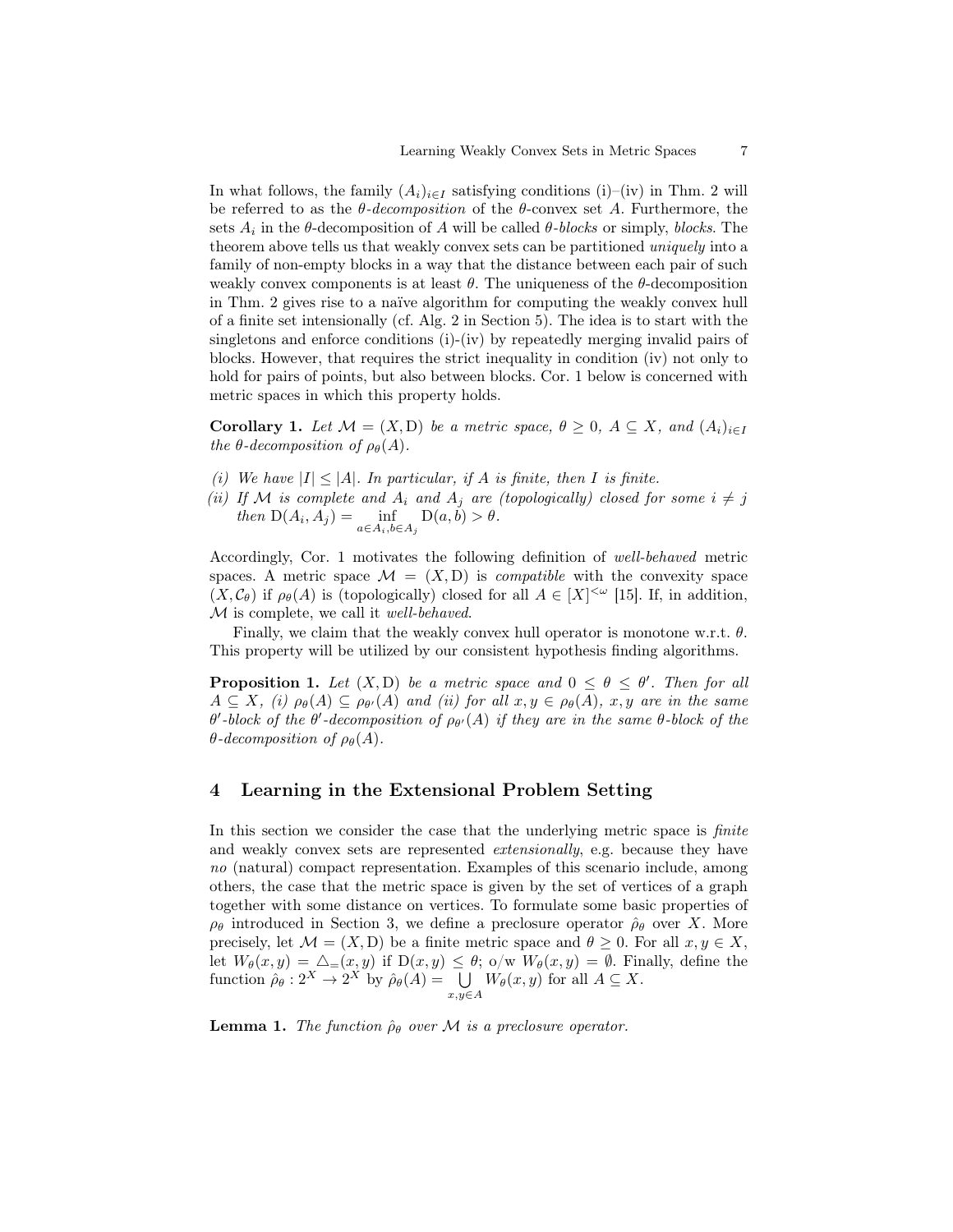In what follows, the family $(A_i)_{i \in I}$ satisfying conditions (i)–(iv) in Thm. 2 will be referred to as the *θ-decomposition* of the θ-convex set $A$. Furthermore, the sets $A_i$ in the θ-decomposition of $A$ will be called *θ-blocks* or simply, *blocks*. The theorem above tells us that weakly convex sets can be partitioned *uniquely* into a family of non-empty blocks in a way that the distance between each pair of such weakly convex components is at least $\theta$. The uniqueness of the θ-decomposition in Thm. 2 gives rise to a naïve algorithm for computing the weakly convex hull of a finite set intensionally (cf. Alg. 2 in Section 5). The idea is to start with the singletons and enforce conditions (i)-(iv) by repeatedly merging invalid pairs of blocks. However, that requires the strict inequality in condition (iv) not only to hold for pairs of points, but also between blocks. Cor. 1 below is concerned with metric spaces in which this property holds.

**Corollary 1.** *Let $\mathcal{M} = (X, \mathrm{D})$ be a metric space, $\theta \geq 0$, $A \subseteq X$, and $(A_i)_{i \in I}$ the θ-decomposition of $\rho_\theta(A)$.*

*(i) We have $|I| \leq |A|$. In particular, if $A$ is finite, then $I$ is finite.*
*(ii) If $\mathcal{M}$ is complete and $A_i$ and $A_j$ are (topologically) closed for some $i \neq j$ then $\mathrm{D}(A_i, A_j) = \inf_{a \in A_i, b \in A_j} \mathrm{D}(a, b) > \theta$.*

Accordingly, Cor. 1 motivates the following definition of *well-behaved* metric spaces. A metric space $\mathcal{M} = (X, \mathrm{D})$ is *compatible* with the convexity space $(X, \mathcal{C}_\theta)$ if $\rho_\theta(A)$ is (topologically) closed for all $A \in [X]^{<\omega}$ [15]. If, in addition, $\mathcal{M}$ is complete, we call it *well-behaved*.

Finally, we claim that the weakly convex hull operator is monotone w.r.t. $\theta$. This property will be utilized by our consistent hypothesis finding algorithms.

**Proposition 1.** *Let $(X, \mathrm{D})$ be a metric space and $0 \leq \theta \leq \theta'$. Then for all $A \subseteq X$, (i) $\rho_\theta(A) \subseteq \rho_{\theta'}(A)$ and (ii) for all $x, y \in \rho_\theta(A)$, $x, y$ are in the same $\theta'$-block of the $\theta'$-decomposition of $\rho_{\theta'}(A)$ if they are in the same θ-block of the θ-decomposition of $\rho_\theta(A)$.*

## 4 Learning in the Extensional Problem Setting

In this section we consider the case that the underlying metric space is *finite* and weakly convex sets are represented *extensionally*, e.g. because they have *no* (natural) compact representation. Examples of this scenario include, among others, the case that the metric space is given by the set of vertices of a graph together with some distance on vertices. To formulate some basic properties of $\rho_\theta$ introduced in Section 3, we define a preclosure operator $\hat{\rho}_\theta$ over $X$. More precisely, let $\mathcal{M} = (X, \mathrm{D})$ be a finite metric space and $\theta \geq 0$. For all $x, y \in X$, let $W_\theta(x, y) = \triangle_=(x, y)$ if $\mathrm{D}(x, y) \leq \theta$; o/w $W_\theta(x, y) = \emptyset$. Finally, define the function $\hat{\rho}_\theta : 2^X \to 2^X$ by $\hat{\rho}_\theta(A) = \bigcup_{x, y \in A} W_\theta(x, y)$ for all $A \subseteq X$.

**Lemma 1.** *The function $\hat{\rho}_\theta$ over $\mathcal{M}$ is a preclosure operator.*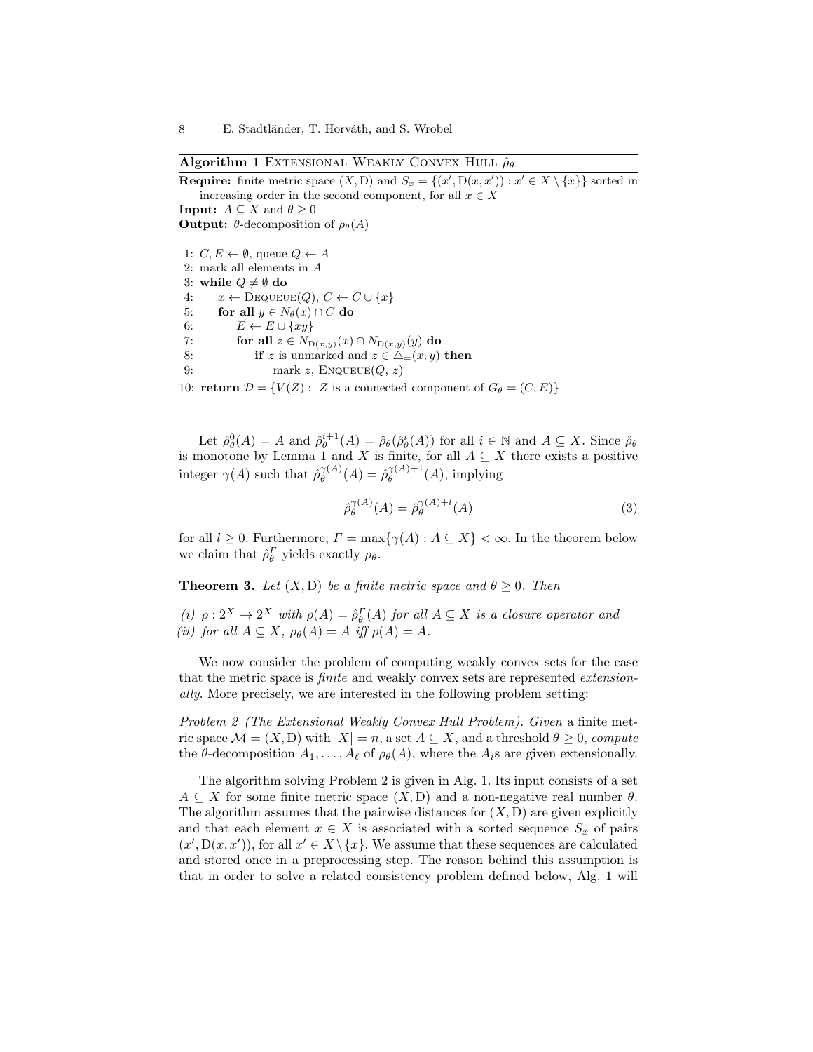**Algorithm 1** Extensional Weakly Convex Hull $\hat{\rho}_\theta$

**Require:** finite metric space $(X, \mathrm{D})$ and $S_x = \{(x', \mathrm{D}(x, x')) : x' \in X \setminus \{x\}\}$ sorted in increasing order in the second component, for all $x \in X$

**Input:** $A \subseteq X$ and $\theta \geq 0$

**Output:** $\theta$-decomposition of $\rho_\theta(A)$

```
1: C, E ← ∅, queue Q ← A
2: mark all elements in A
3: while Q ≠ ∅ do
4:     x ← Dequeue(Q), C ← C ∪ {x}
5:     for all y ∈ N_θ(x) ∩ C do
6:         E ← E ∪ {xy}
7:         for all z ∈ N_D(x,y)(x) ∩ N_D(x,y)(y) do
8:             if z is unmarked and z ∈ △=(x, y) then
9:                 mark z, Enqueue(Q, z)
10: return 𝒟 = {V(Z) : Z is a connected component of G_θ = (C, E)}
```

Let $\hat{\rho}_\theta^0(A) = A$ and $\hat{\rho}_\theta^{i+1}(A) = \hat{\rho}_\theta(\hat{\rho}_\theta^i(A))$ for all $i \in \mathbb{N}$ and $A \subseteq X$. Since $\hat{\rho}_\theta$ is monotone by Lemma 1 and $X$ is finite, for all $A \subseteq X$ there exists a positive integer $\gamma(A)$ such that $\hat{\rho}_\theta^{\gamma(A)}(A) = \hat{\rho}_\theta^{\gamma(A)+1}(A)$, implying

$$\hat{\rho}_\theta^{\gamma(A)}(A) = \hat{\rho}_\theta^{\gamma(A)+l}(A) \tag{3}$$

for all $l \geq 0$. Furthermore, $\Gamma = \max\{\gamma(A) : A \subseteq X\} < \infty$. In the theorem below we claim that $\hat{\rho}_\theta^\Gamma$ yields exactly $\rho_\theta$.

**Theorem 3.** *Let $(X, \mathrm{D})$ be a finite metric space and $\theta \geq 0$. Then*

*(i) $\rho : 2^X \to 2^X$ with $\rho(A) = \hat{\rho}_\theta^\Gamma(A)$ for all $A \subseteq X$ is a closure operator and*
*(ii) for all $A \subseteq X$, $\rho_\theta(A) = A$ iff $\rho(A) = A$.*

We now consider the problem of computing weakly convex sets for the case that the metric space is *finite* and weakly convex sets are represented *extensionally*. More precisely, we are interested in the following problem setting:

*Problem 2 (The Extensional Weakly Convex Hull Problem). Given* a finite metric space $\mathcal{M} = (X, \mathrm{D})$ with $|X| = n$, a set $A \subseteq X$, and a threshold $\theta \geq 0$, *compute* the $\theta$-decomposition $A_1, \ldots, A_\ell$ of $\rho_\theta(A)$, where the $A_i$s are given extensionally.

The algorithm solving Problem 2 is given in Alg. 1. Its input consists of a set $A \subseteq X$ for some finite metric space $(X, \mathrm{D})$ and a non-negative real number $\theta$. The algorithm assumes that the pairwise distances for $(X, \mathrm{D})$ are given explicitly and that each element $x \in X$ is associated with a sorted sequence $S_x$ of pairs $(x', \mathrm{D}(x, x'))$, for all $x' \in X \setminus \{x\}$. We assume that these sequences are calculated and stored once in a preprocessing step. The reason behind this assumption is that in order to solve a related consistency problem defined below, Alg. 1 will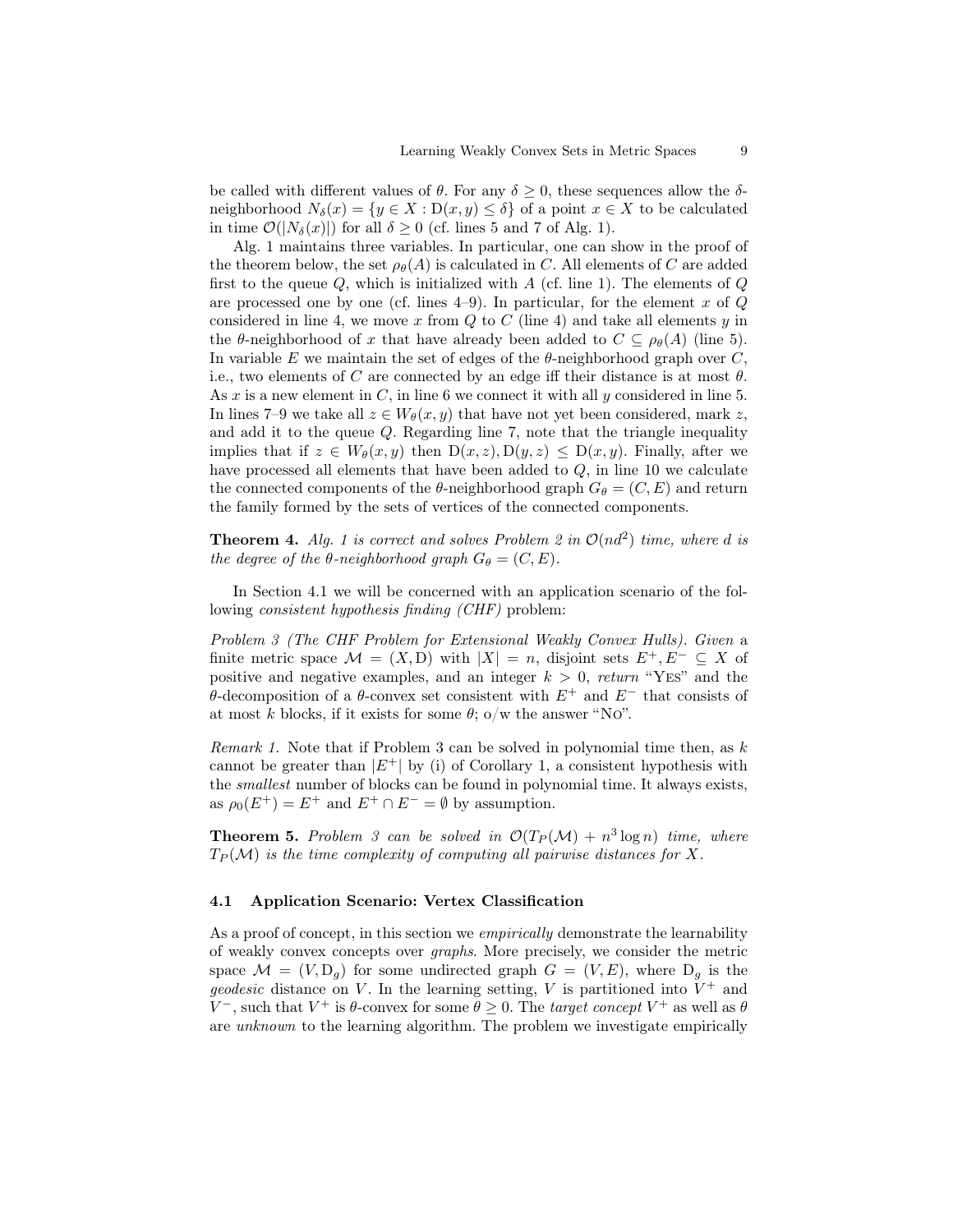be called with different values of $\theta$. For any $\delta \geq 0$, these sequences allow the $\delta$-neighborhood $N_\delta(x) = \{y \in X : \mathrm{D}(x, y) \leq \delta\}$ of a point $x \in X$ to be calculated in time $\mathcal{O}(|N_\delta(x)|)$ for all $\delta \geq 0$ (cf. lines 5 and 7 of Alg. 1).

Alg. 1 maintains three variables. In particular, one can show in the proof of the theorem below, the set $\rho_\theta(A)$ is calculated in $C$. All elements of $C$ are added first to the queue $Q$, which is initialized with $A$ (cf. line 1). The elements of $Q$ are processed one by one (cf. lines 4–9). In particular, for the element $x$ of $Q$ considered in line 4, we move $x$ from $Q$ to $C$ (line 4) and take all elements $y$ in the $\theta$-neighborhood of $x$ that have already been added to $C \subseteq \rho_\theta(A)$ (line 5). In variable $E$ we maintain the set of edges of the $\theta$-neighborhood graph over $C$, i.e., two elements of $C$ are connected by an edge iff their distance is at most $\theta$. As $x$ is a new element in $C$, in line 6 we connect it with all $y$ considered in line 5. In lines 7–9 we take all $z \in W_\theta(x, y)$ that have not yet been considered, mark $z$, and add it to the queue $Q$. Regarding line 7, note that the triangle inequality implies that if $z \in W_\theta(x, y)$ then $\mathrm{D}(x, z), \mathrm{D}(y, z) \leq \mathrm{D}(x, y)$. Finally, after we have processed all elements that have been added to $Q$, in line 10 we calculate the connected components of the $\theta$-neighborhood graph $G_\theta = (C, E)$ and return the family formed by the sets of vertices of the connected components.

**Theorem 4.** *Alg. 1 is correct and solves Problem 2 in $\mathcal{O}(nd^2)$ time, where $d$ is the degree of the $\theta$-neighborhood graph $G_\theta = (C, E)$.*

In Section 4.1 we will be concerned with an application scenario of the following *consistent hypothesis finding (CHF)* problem:

*Problem 3 (The CHF Problem for Extensional Weakly Convex Hulls). Given* a finite metric space $\mathcal{M} = (X, \mathrm{D})$ with $|X| = n$, disjoint sets $E^+, E^- \subseteq X$ of positive and negative examples, and an integer $k > 0$, *return* "Yes" and the $\theta$-decomposition of a $\theta$-convex set consistent with $E^+$ and $E^-$ that consists of at most $k$ blocks, if it exists for some $\theta$; o/w the answer "No".

*Remark 1.* Note that if Problem 3 can be solved in polynomial time then, as $k$ cannot be greater than $|E^+|$ by (i) of Corollary 1, a consistent hypothesis with the *smallest* number of blocks can be found in polynomial time. It always exists, as $\rho_0(E^+) = E^+$ and $E^+ \cap E^- = \emptyset$ by assumption.

**Theorem 5.** *Problem 3 can be solved in $\mathcal{O}(T_P(\mathcal{M}) + n^3 \log n)$ time, where $T_P(\mathcal{M})$ is the time complexity of computing all pairwise distances for $X$.*

### 4.1 Application Scenario: Vertex Classification

As a proof of concept, in this section we *empirically* demonstrate the learnability of weakly convex concepts over *graphs*. More precisely, we consider the metric space $\mathcal{M} = (V, \mathrm{D}_g)$ for some undirected graph $G = (V, E)$, where $\mathrm{D}_g$ is the *geodesic* distance on $V$. In the learning setting, $V$ is partitioned into $V^+$ and $V^-$, such that $V^+$ is $\theta$-convex for some $\theta \geq 0$. The *target concept* $V^+$ as well as $\theta$ are *unknown* to the learning algorithm. The problem we investigate empirically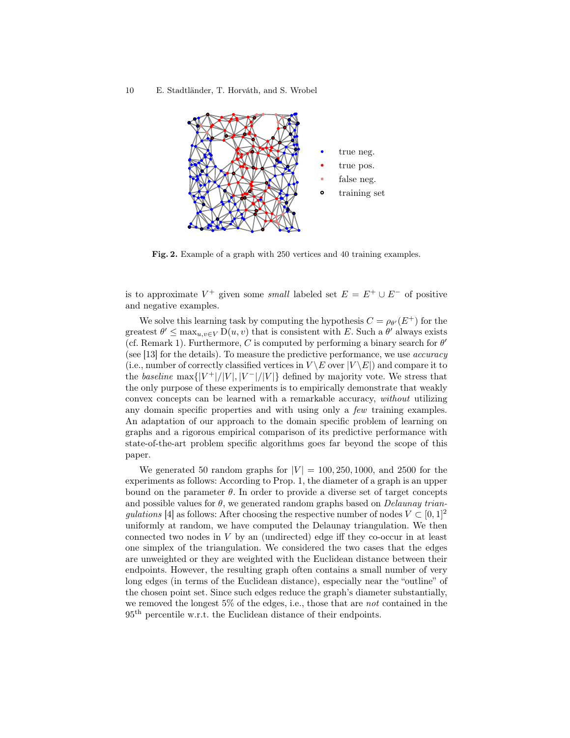**Fig. 2.** Example of a graph with 250 vertices and 40 training examples.

is to approximate $V^+$ given some *small* labeled set $E = E^+ \cup E^-$ of positive and negative examples.

We solve this learning task by computing the hypothesis $C = \rho_{\theta'}(E^+)$ for the greatest $\theta' \leq \max_{u,v \in V} \mathrm{D}(u,v)$ that is consistent with $E$. Such a $\theta'$ always exists (cf. Remark 1). Furthermore, $C$ is computed by performing a binary search for $\theta'$ (see [13] for the details). To measure the predictive performance, we use *accuracy* (i.e., number of correctly classified vertices in $V \setminus E$ over $|V \setminus E|$) and compare it to the *baseline* $\max\{|V^+|/|V|, |V^-|/|V|\}$ defined by majority vote. We stress that the only purpose of these experiments is to empirically demonstrate that weakly convex concepts can be learned with a remarkable accuracy, *without* utilizing any domain specific properties and with using only a *few* training examples. An adaptation of our approach to the domain specific problem of learning on graphs and a rigorous empirical comparison of its predictive performance with state-of-the-art problem specific algorithms goes far beyond the scope of this paper.

We generated 50 random graphs for $|V| = 100, 250, 1000$, and $2500$ for the experiments as follows: According to Prop. 1, the diameter of a graph is an upper bound on the parameter $\theta$. In order to provide a diverse set of target concepts and possible values for $\theta$, we generated random graphs based on *Delaunay triangulations* [4] as follows: After choosing the respective number of nodes $V \subset [0,1]^2$ uniformly at random, we have computed the Delaunay triangulation. We then connected two nodes in $V$ by an (undirected) edge iff they co-occur in at least one simplex of the triangulation. We considered the two cases that the edges are unweighted or they are weighted with the Euclidean distance between their endpoints. However, the resulting graph often contains a small number of very long edges (in terms of the Euclidean distance), especially near the "outline" of the chosen point set. Since such edges reduce the graph's diameter substantially, we removed the longest 5% of the edges, i.e., those that are *not* contained in the $95^{\text{th}}$ percentile w.r.t. the Euclidean distance of their endpoints.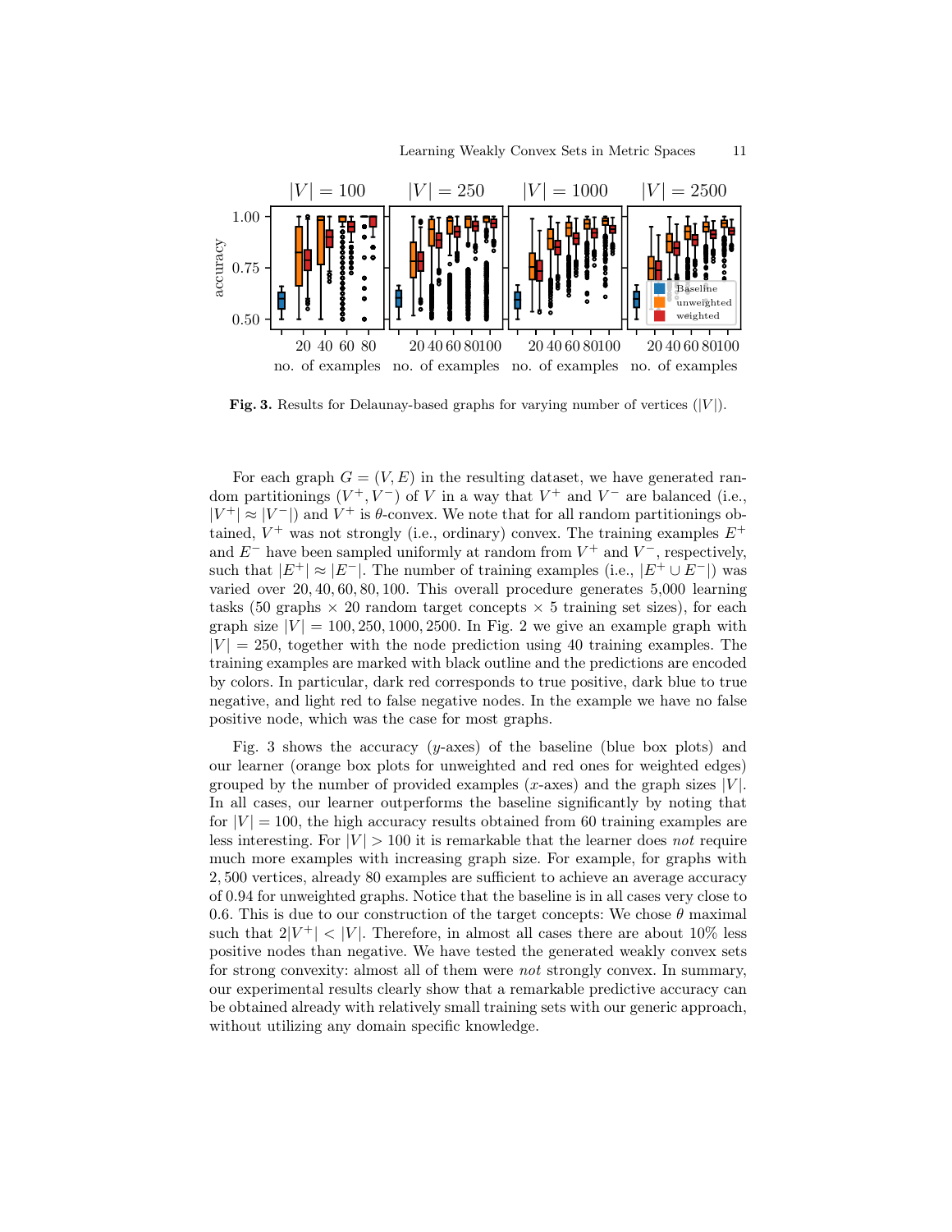Fig. 3. Results for Delaunay-based graphs for varying number of vertices ($|V|$).

For each graph $G = (V, E)$ in the resulting dataset, we have generated random partitionings $(V^+, V^-)$ of $V$ in a way that $V^+$ and $V^-$ are balanced (i.e., $|V^+| \approx |V^-|$) and $V^+$ is $\theta$-convex. We note that for all random partitionings obtained, $V^+$ was not strongly (i.e., ordinary) convex. The training examples $E^+$ and $E^-$ have been sampled uniformly at random from $V^+$ and $V^-$, respectively, such that $|E^+| \approx |E^-|$. The number of training examples (i.e., $|E^+ \cup E^-|$) was varied over 20, 40, 60, 80, 100. This overall procedure generates 5,000 learning tasks (50 graphs × 20 random target concepts × 5 training set sizes), for each graph size $|V| = 100, 250, 1000, 2500$. In Fig. 2 we give an example graph with $|V| = 250$, together with the node prediction using 40 training examples. The training examples are marked with black outline and the predictions are encoded by colors. In particular, dark red corresponds to true positive, dark blue to true negative, and light red to false negative nodes. In the example we have no false positive node, which was the case for most graphs.

Fig. 3 shows the accuracy ($y$-axes) of the baseline (blue box plots) and our learner (orange box plots for unweighted and red ones for weighted edges) grouped by the number of provided examples ($x$-axes) and the graph sizes $|V|$. In all cases, our learner outperforms the baseline significantly by noting that for $|V| = 100$, the high accuracy results obtained from 60 training examples are less interesting. For $|V| > 100$ it is remarkable that the learner does *not* require much more examples with increasing graph size. For example, for graphs with 2,500 vertices, already 80 examples are sufficient to achieve an average accuracy of 0.94 for unweighted graphs. Notice that the baseline is in all cases very close to 0.6. This is due to our construction of the target concepts: We chose $\theta$ maximal such that $2|V^+| < |V|$. Therefore, in almost all cases there are about 10% less positive nodes than negative. We have tested the generated weakly convex sets for strong convexity: almost all of them were *not* strongly convex. In summary, our experimental results clearly show that a remarkable predictive accuracy can be obtained already with relatively small training sets with our generic approach, without utilizing any domain specific knowledge.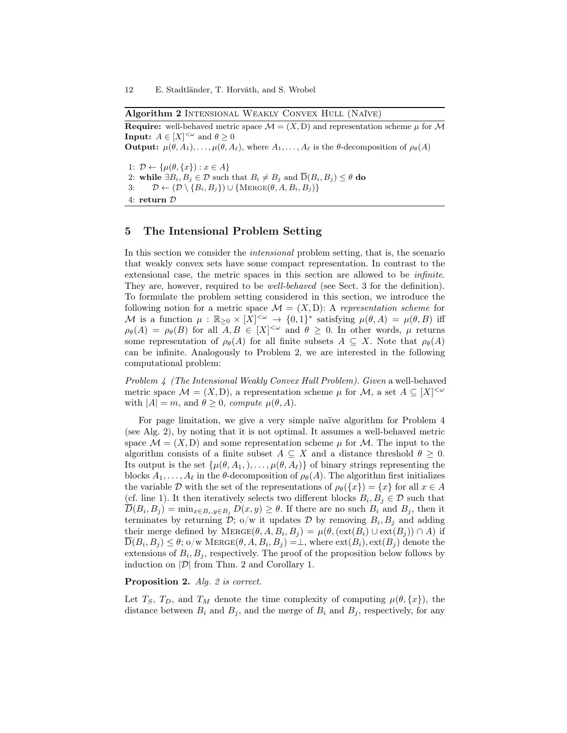**Algorithm 2** Intensional Weakly Convex Hull (Naïve)

**Require:** well-behaved metric space $\mathcal{M} = (X, \mathrm{D})$ and representation scheme $\mu$ for $\mathcal{M}$
**Input:** $A \in [X]^{<\omega}$ and $\theta \geq 0$
**Output:** $\mu(\theta, A_1), \ldots, \mu(\theta, A_\ell)$, where $A_1, \ldots, A_\ell$ is the $\theta$-decomposition of $\rho_\theta(A)$

```
1: D ← {μ(θ, {x}) : x ∈ A}
2: while ∃B_i, B_j ∈ D such that B_i ≠ B_j and D̄(B_i, B_j) ≤ θ do
3:     D ← (D \ {B_i, B_j}) ∪ {Merge(θ, A, B_i, B_j)}
4: return D
```

## 5 The Intensional Problem Setting

In this section we consider the *intensional* problem setting, that is, the scenario that weakly convex sets have some compact representation. In contrast to the extensional case, the metric spaces in this section are allowed to be *infinite*. They are, however, required to be *well-behaved* (see Sect. 3 for the definition). To formulate the problem setting considered in this section, we introduce the following notion for a metric space $\mathcal{M} = (X, \mathrm{D})$: A *representation scheme* for $\mathcal{M}$ is a function $\mu : \mathbb{R}_{\geq 0} \times [X]^{<\omega} \to \{0,1\}^*$ satisfying $\mu(\theta, A) = \mu(\theta, B)$ iff $\rho_\theta(A) = \rho_\theta(B)$ for all $A, B \in [X]^{<\omega}$ and $\theta \geq 0$. In other words, $\mu$ returns some representation of $\rho_\theta(A)$ for all finite subsets $A \subseteq X$. Note that $\rho_\theta(A)$ can be infinite. Analogously to Problem 2, we are interested in the following computational problem:

*Problem 4 (The Intensional Weakly Convex Hull Problem). Given* a well-behaved metric space $\mathcal{M} = (X, \mathrm{D})$, a representation scheme $\mu$ for $\mathcal{M}$, a set $A \subseteq [X]^{<\omega}$ with $|A| = m$, and $\theta \geq 0$, *compute* $\mu(\theta, A)$.

For page limitation, we give a very simple naïve algorithm for Problem 4 (see Alg. 2), by noting that it is not optimal. It assumes a well-behaved metric space $\mathcal{M} = (X, \mathrm{D})$ and some representation scheme $\mu$ for $\mathcal{M}$. The input to the algorithm consists of a finite subset $A \subseteq X$ and a distance threshold $\theta \geq 0$. Its output is the set $\{\mu(\theta, A_1, ), \ldots, \mu(\theta, A_\ell)\}$ of binary strings representing the blocks $A_1, \ldots, A_\ell$ in the $\theta$-decomposition of $\rho_\theta(A)$. The algorithm first initializes the variable $\mathcal{D}$ with the set of the representations of $\rho_\theta(\{x\}) = \{x\}$ for all $x \in A$ (cf. line 1). It then iteratively selects two different blocks $B_i, B_j \in \mathcal{D}$ such that $\overline{\mathrm{D}}(B_i, B_j) = \min_{x \in B_i, y \in B_j} D(x, y) \geq \theta$. If there are no such $B_i$ and $B_j$, then it terminates by returning $\mathcal{D}$; o/w it updates $\mathcal{D}$ by removing $B_i, B_j$ and adding their merge defined by $\textsc{Merge}(\theta, A, B_i, B_j) = \mu(\theta, (\mathrm{ext}(B_i) \cup \mathrm{ext}(B_j)) \cap A)$ if $\overline{\mathrm{D}}(B_i, B_j) \leq \theta$; o/w $\textsc{Merge}(\theta, A, B_i, B_j) = \perp$, where $\mathrm{ext}(B_i), \mathrm{ext}(B_j)$ denote the extensions of $B_i, B_j$, respectively. The proof of the proposition below follows by induction on $|\mathcal{D}|$ from Thm. 2 and Corollary 1.

**Proposition 2.** *Alg. 2 is correct.*

Let $T_S$, $T_D$, and $T_M$ denote the time complexity of computing $\mu(\theta, \{x\})$, the distance between $B_i$ and $B_j$, and the merge of $B_i$ and $B_j$, respectively, for any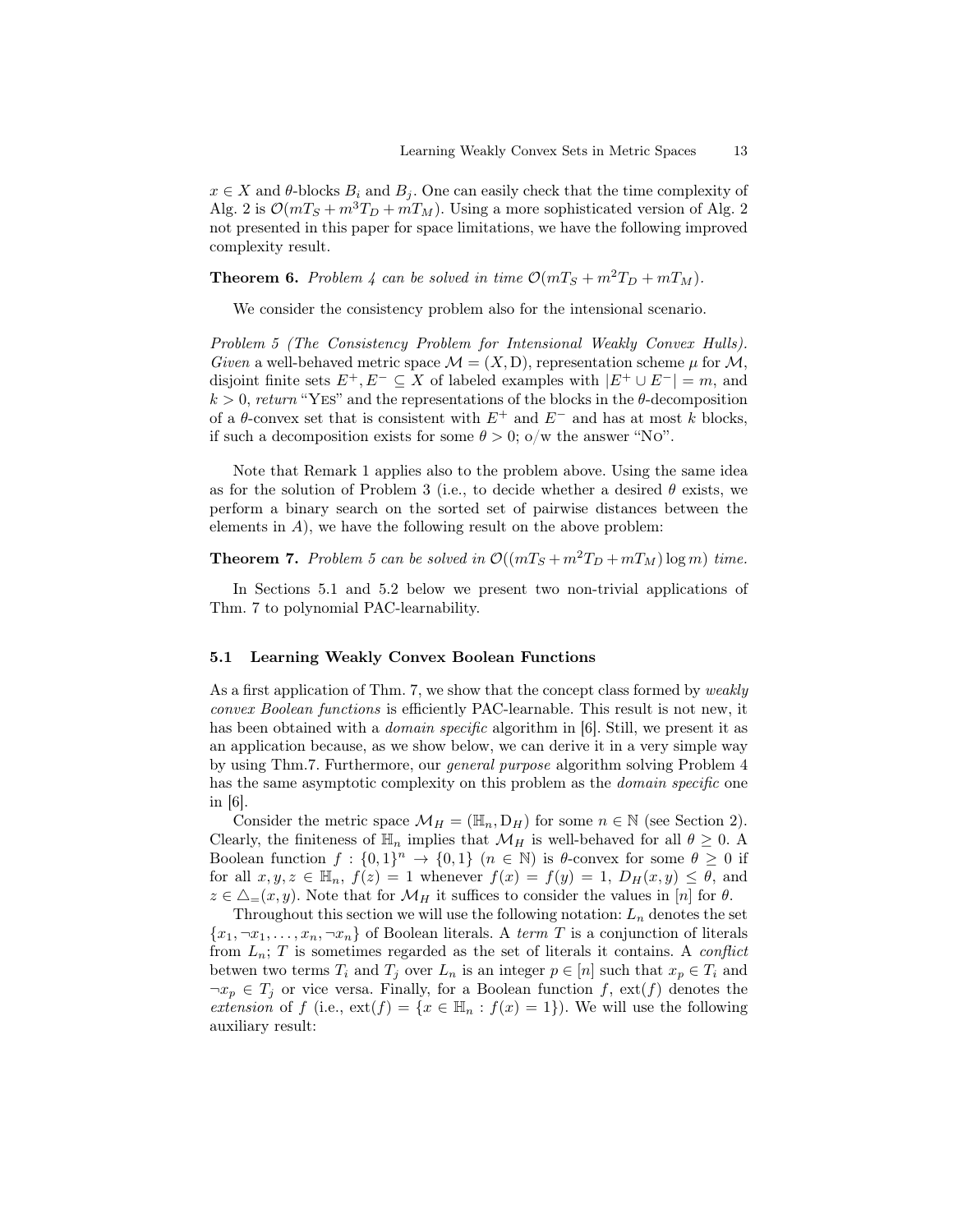$x \in X$ and $\theta$-blocks $B_i$ and $B_j$. One can easily check that the time complexity of Alg. 2 is $\mathcal{O}(mT_S + m^3 T_D + mT_M)$. Using a more sophisticated version of Alg. 2 not presented in this paper for space limitations, we have the following improved complexity result.

**Theorem 6.** *Problem 4 can be solved in time $\mathcal{O}(mT_S + m^2 T_D + mT_M)$.*

We consider the consistency problem also for the intensional scenario.

*Problem 5 (The Consistency Problem for Intensional Weakly Convex Hulls). Given* a well-behaved metric space $\mathcal{M} = (X, \mathrm{D})$, representation scheme $\mu$ for $\mathcal{M}$, disjoint finite sets $E^+, E^- \subseteq X$ of labeled examples with $|E^+ \cup E^-| = m$, and $k > 0$, *return* "YES" and the representations of the blocks in the $\theta$-decomposition of a $\theta$-convex set that is consistent with $E^+$ and $E^-$ and has at most $k$ blocks, if such a decomposition exists for some $\theta > 0$; o/w the answer "NO".

Note that Remark 1 applies also to the problem above. Using the same idea as for the solution of Problem 3 (i.e., to decide whether a desired $\theta$ exists, we perform a binary search on the sorted set of pairwise distances between the elements in $A$), we have the following result on the above problem:

**Theorem 7.** *Problem 5 can be solved in $\mathcal{O}((mT_S + m^2 T_D + mT_M) \log m)$ time.*

In Sections 5.1 and 5.2 below we present two non-trivial applications of Thm. 7 to polynomial PAC-learnability.

### 5.1 Learning Weakly Convex Boolean Functions

As a first application of Thm. 7, we show that the concept class formed by *weakly convex Boolean functions* is efficiently PAC-learnable. This result is not new, it has been obtained with a *domain specific* algorithm in [6]. Still, we present it as an application because, as we show below, we can derive it in a very simple way by using Thm.7. Furthermore, our *general purpose* algorithm solving Problem 4 has the same asymptotic complexity on this problem as the *domain specific* one in [6].

Consider the metric space $\mathcal{M}_H = (\mathbb{H}_n, \mathrm{D}_H)$ for some $n \in \mathbb{N}$ (see Section 2). Clearly, the finiteness of $\mathbb{H}_n$ implies that $\mathcal{M}_H$ is well-behaved for all $\theta \geq 0$. A Boolean function $f : \{0,1\}^n \to \{0,1\}$ ($n \in \mathbb{N}$) is $\theta$-convex for some $\theta \geq 0$ if for all $x, y, z \in \mathbb{H}_n$, $f(z) = 1$ whenever $f(x) = f(y) = 1$, $\mathrm{D}_H(x,y) \leq \theta$, and $z \in \triangle_=(x,y)$. Note that for $\mathcal{M}_H$ it suffices to consider the values in $[n]$ for $\theta$.

Throughout this section we will use the following notation: $L_n$ denotes the set $\{x_1, \neg x_1, \ldots, x_n, \neg x_n\}$ of Boolean literals. A *term* $T$ is a conjunction of literals from $L_n$; $T$ is sometimes regarded as the set of literals it contains. A *conflict* betwen two terms $T_i$ and $T_j$ over $L_n$ is an integer $p \in [n]$ such that $x_p \in T_i$ and $\neg x_p \in T_j$ or vice versa. Finally, for a Boolean function $f$, $\mathrm{ext}(f)$ denotes the *extension* of $f$ (i.e., $\mathrm{ext}(f) = \{x \in \mathbb{H}_n : f(x) = 1\}$). We will use the following auxiliary result: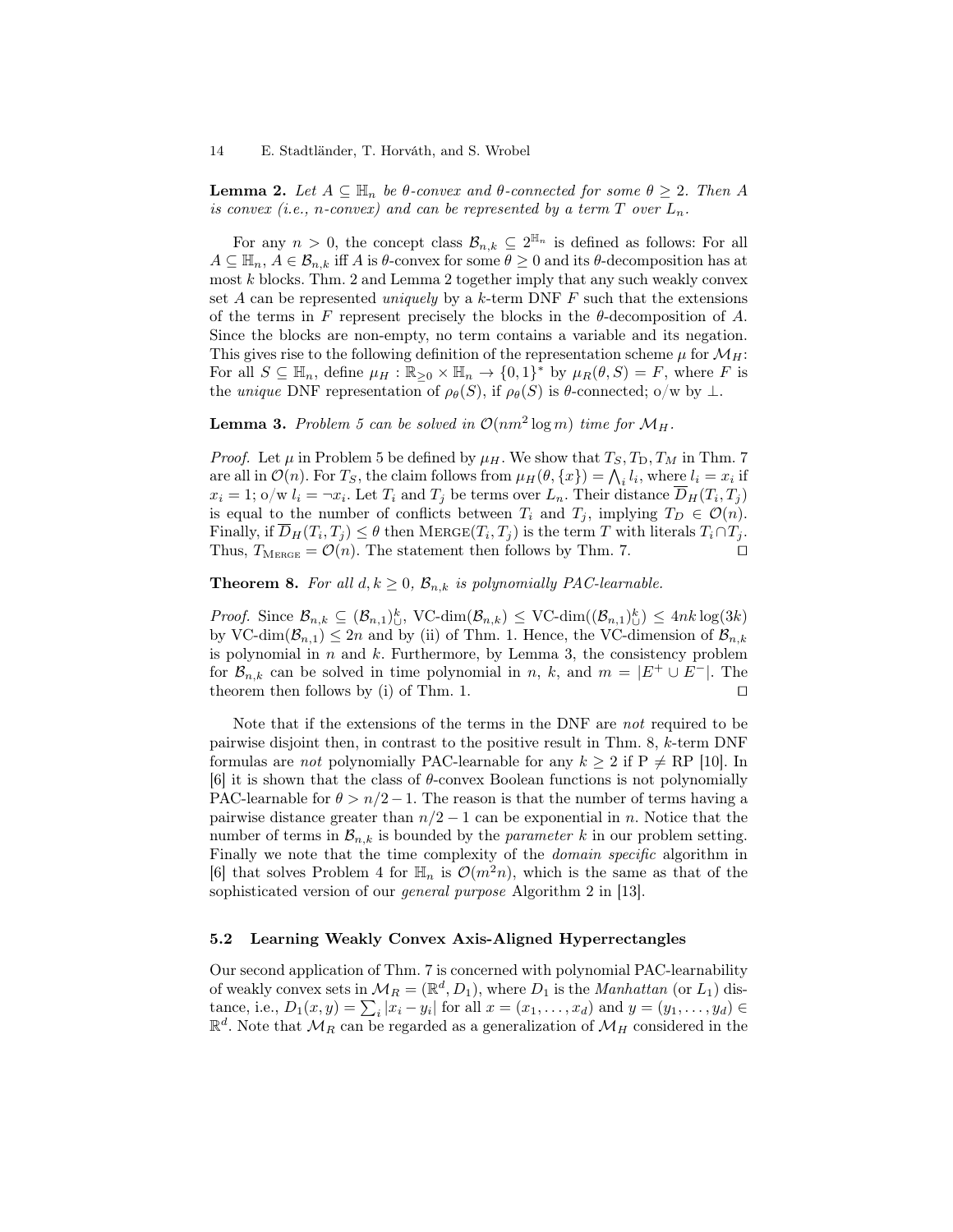**Lemma 2.** *Let $A \subseteq \mathbb{H}_n$ be $\theta$-convex and $\theta$-connected for some $\theta \geq 2$. Then $A$ is convex (i.e., $n$-convex) and can be represented by a term $T$ over $L_n$.*

For any $n > 0$, the concept class $\mathcal{B}_{n,k} \subseteq 2^{\mathbb{H}_n}$ is defined as follows: For all $A \subseteq \mathbb{H}_n$, $A \in \mathcal{B}_{n,k}$ iff $A$ is $\theta$-convex for some $\theta \geq 0$ and its $\theta$-decomposition has at most $k$ blocks. Thm. 2 and Lemma 2 together imply that any such weakly convex set $A$ can be represented *uniquely* by a $k$-term DNF $F$ such that the extensions of the terms in $F$ represent precisely the blocks in the $\theta$-decomposition of $A$. Since the blocks are non-empty, no term contains a variable and its negation. This gives rise to the following definition of the representation scheme $\mu$ for $\mathcal{M}_H$: For all $S \subseteq \mathbb{H}_n$, define $\mu_H : \mathbb{R}_{\geq 0} \times \mathbb{H}_n \to \{0,1\}^*$ by $\mu_R(\theta, S) = F$, where $F$ is the *unique* DNF representation of $\rho_\theta(S)$, if $\rho_\theta(S)$ is $\theta$-connected; o/w by $\perp$.

**Lemma 3.** *Problem 5 can be solved in $\mathcal{O}(nm^2 \log m)$ time for $\mathcal{M}_H$.*

*Proof.* Let $\mu$ in Problem 5 be defined by $\mu_H$. We show that $T_S, T_D, T_M$ in Thm. 7 are all in $\mathcal{O}(n)$. For $T_S$, the claim follows from $\mu_H(\theta, \{x\}) = \bigwedge_i l_i$, where $l_i = x_i$ if $x_i = 1$; o/w $l_i = \neg x_i$. Let $T_i$ and $T_j$ be terms over $L_n$. Their distance $\overline{D}_H(T_i, T_j)$ is equal to the number of conflicts between $T_i$ and $T_j$, implying $T_D \in \mathcal{O}(n)$. Finally, if $\overline{D}_H(T_i, T_j) \leq \theta$ then $\textsc{Merge}(T_i, T_j)$ is the term $T$ with literals $T_i \cap T_j$. Thus, $T_{\textsc{Merge}} = \mathcal{O}(n)$. The statement then follows by Thm. 7. $\square$

**Theorem 8.** *For all $d, k \geq 0$, $\mathcal{B}_{n,k}$ is polynomially PAC-learnable.*

*Proof.* Since $\mathcal{B}_{n,k} \subseteq (\mathcal{B}_{n,1})^k_\cup$, $\text{VC-dim}(\mathcal{B}_{n,k}) \leq \text{VC-dim}((\mathcal{B}_{n,1})^k_\cup) \leq 4nk \log(3k)$ by $\text{VC-dim}(\mathcal{B}_{n,1}) \leq 2n$ and by (ii) of Thm. 1. Hence, the VC-dimension of $\mathcal{B}_{n,k}$ is polynomial in $n$ and $k$. Furthermore, by Lemma 3, the consistency problem for $\mathcal{B}_{n,k}$ can be solved in time polynomial in $n$, $k$, and $m = |E^+ \cup E^-|$. The theorem then follows by (i) of Thm. 1. $\square$

Note that if the extensions of the terms in the DNF are *not* required to be pairwise disjoint then, in contrast to the positive result in Thm. 8, $k$-term DNF formulas are *not* polynomially PAC-learnable for any $k \geq 2$ if P $\neq$ RP [10]. In [6] it is shown that the class of $\theta$-convex Boolean functions is not polynomially PAC-learnable for $\theta > n/2 - 1$. The reason is that the number of terms having a pairwise distance greater than $n/2 - 1$ can be exponential in $n$. Notice that the number of terms in $\mathcal{B}_{n,k}$ is bounded by the *parameter* $k$ in our problem setting. Finally we note that the time complexity of the *domain specific* algorithm in [6] that solves Problem 4 for $\mathbb{H}_n$ is $\mathcal{O}(m^2 n)$, which is the same as that of the sophisticated version of our *general purpose* Algorithm 2 in [13].

### 5.2 Learning Weakly Convex Axis-Aligned Hyperrectangles

Our second application of Thm. 7 is concerned with polynomial PAC-learnability of weakly convex sets in $\mathcal{M}_R = (\mathbb{R}^d, D_1)$, where $D_1$ is the *Manhattan* (or $L_1$) distance, i.e., $D_1(x, y) = \sum_i |x_i - y_i|$ for all $x = (x_1, \ldots, x_d)$ and $y = (y_1, \ldots, y_d) \in \mathbb{R}^d$. Note that $\mathcal{M}_R$ can be regarded as a generalization of $\mathcal{M}_H$ considered in the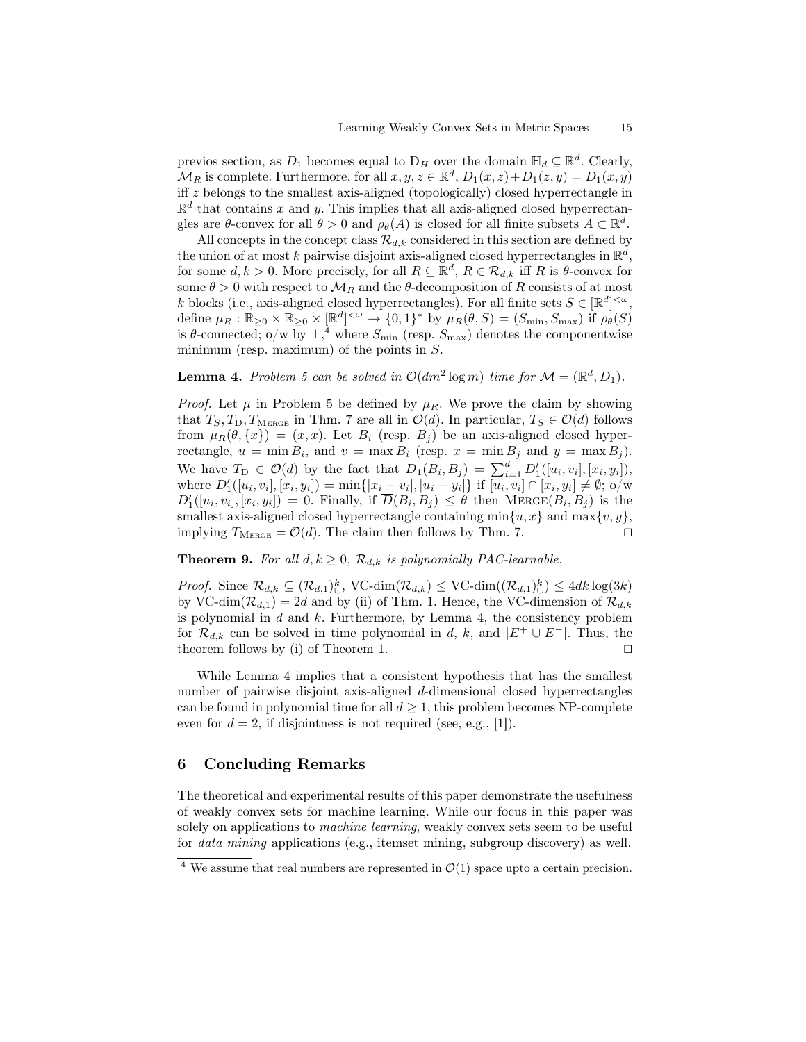previos section, as $D_1$ becomes equal to $\mathrm{D}_H$ over the domain $\mathbb{H}_d \subseteq \mathbb{R}^d$. Clearly, $\mathcal{M}_R$ is complete. Furthermore, for all $x, y, z \in \mathbb{R}^d$, $D_1(x,z) + D_1(z,y) = D_1(x,y)$ iff $z$ belongs to the smallest axis-aligned (topologically) closed hyperrectangle in $\mathbb{R}^d$ that contains $x$ and $y$. This implies that all axis-aligned closed hyperrectangles are $\theta$-convex for all $\theta > 0$ and $\rho_\theta(A)$ is closed for all finite subsets $A \subset \mathbb{R}^d$.

All concepts in the concept class $\mathcal{R}_{d,k}$ considered in this section are defined by the union of at most $k$ pairwise disjoint axis-aligned closed hyperrectangles in $\mathbb{R}^d$, for some $d, k > 0$. More precisely, for all $R \subseteq \mathbb{R}^d$, $R \in \mathcal{R}_{d,k}$ iff $R$ is $\theta$-convex for some $\theta > 0$ with respect to $\mathcal{M}_R$ and the $\theta$-decomposition of $R$ consists of at most $k$ blocks (i.e., axis-aligned closed hyperrectangles). For all finite sets $S \in [\mathbb{R}^d]^{<\omega}$, define $\mu_R : \mathbb{R}_{\geq 0} \times \mathbb{R}_{\geq 0} \times [\mathbb{R}^d]^{<\omega} \to \{0,1\}^*$ by $\mu_R(\theta, S) = (S_{\min}, S_{\max})$ if $\rho_\theta(S)$ is $\theta$-connected; o/w by $\perp$,[4] where $S_{\min}$ (resp. $S_{\max}$) denotes the componentwise minimum (resp. maximum) of the points in $S$.

**Lemma 4.** *Problem 5 can be solved in $\mathcal{O}(dm^2 \log m)$ time for $\mathcal{M} = (\mathbb{R}^d, D_1)$.*

*Proof.* Let $\mu$ in Problem 5 be defined by $\mu_R$. We prove the claim by showing that $T_S, T_{\mathrm{D}}, T_{\mathrm{MERGE}}$ in Thm. 7 are all in $\mathcal{O}(d)$. In particular, $T_S \in \mathcal{O}(d)$ follows from $\mu_R(\theta, \{x\}) = (x, x)$. Let $B_i$ (resp. $B_j$) be an axis-aligned closed hyperrectangle, $u = \min B_i$, and $v = \max B_i$ (resp. $x = \min B_j$ and $y = \max B_j$). We have $T_{\mathrm{D}} \in \mathcal{O}(d)$ by the fact that $\overline{D}_1(B_i, B_j) = \sum_{i=1}^{d} D'_1([u_i, v_i], [x_i, y_i])$, where $D'_1([u_i, v_i], [x_i, y_i]) = \min\{|x_i - v_i|, |u_i - y_i|\}$ if $[u_i, v_i] \cap [x_i, y_i] \neq \emptyset$; o/w $D'_1([u_i, v_i], [x_i, y_i]) = 0$. Finally, if $\overline{D}(B_i, B_j) \leq \theta$ then $\mathrm{MERGE}(B_i, B_j)$ is the smallest axis-aligned closed hyperrectangle containing $\min\{u, x\}$ and $\max\{v, y\}$, implying $T_{\mathrm{MERGE}} = \mathcal{O}(d)$. The claim then follows by Thm. 7. $\square$

**Theorem 9.** *For all $d, k \geq 0$, $\mathcal{R}_{d,k}$ is polynomially PAC-learnable.*

*Proof.* Since $\mathcal{R}_{d,k} \subseteq (\mathcal{R}_{d,1})^k_\cup$, $\text{VC-dim}(\mathcal{R}_{d,k}) \leq \text{VC-dim}((\mathcal{R}_{d,1})^k_\cup) \leq 4dk \log(3k)$ by $\text{VC-dim}(\mathcal{R}_{d,1}) = 2d$ and by (ii) of Thm. 1. Hence, the VC-dimension of $\mathcal{R}_{d,k}$ is polynomial in $d$ and $k$. Furthermore, by Lemma 4, the consistency problem for $\mathcal{R}_{d,k}$ can be solved in time polynomial in $d$, $k$, and $|E^+ \cup E^-|$. Thus, the theorem follows by (i) of Theorem 1. $\square$

While Lemma 4 implies that a consistent hypothesis that has the smallest number of pairwise disjoint axis-aligned $d$-dimensional closed hyperrectangles can be found in polynomial time for all $d \geq 1$, this problem becomes NP-complete even for $d = 2$, if disjointness is not required (see, e.g., [1]).

## 6 Concluding Remarks

The theoretical and experimental results of this paper demonstrate the usefulness of weakly convex sets for machine learning. While our focus in this paper was solely on applications to *machine learning*, weakly convex sets seem to be useful for *data mining* applications (e.g., itemset mining, subgroup discovery) as well.

---

[4] We assume that real numbers are represented in $\mathcal{O}(1)$ space upto a certain precision.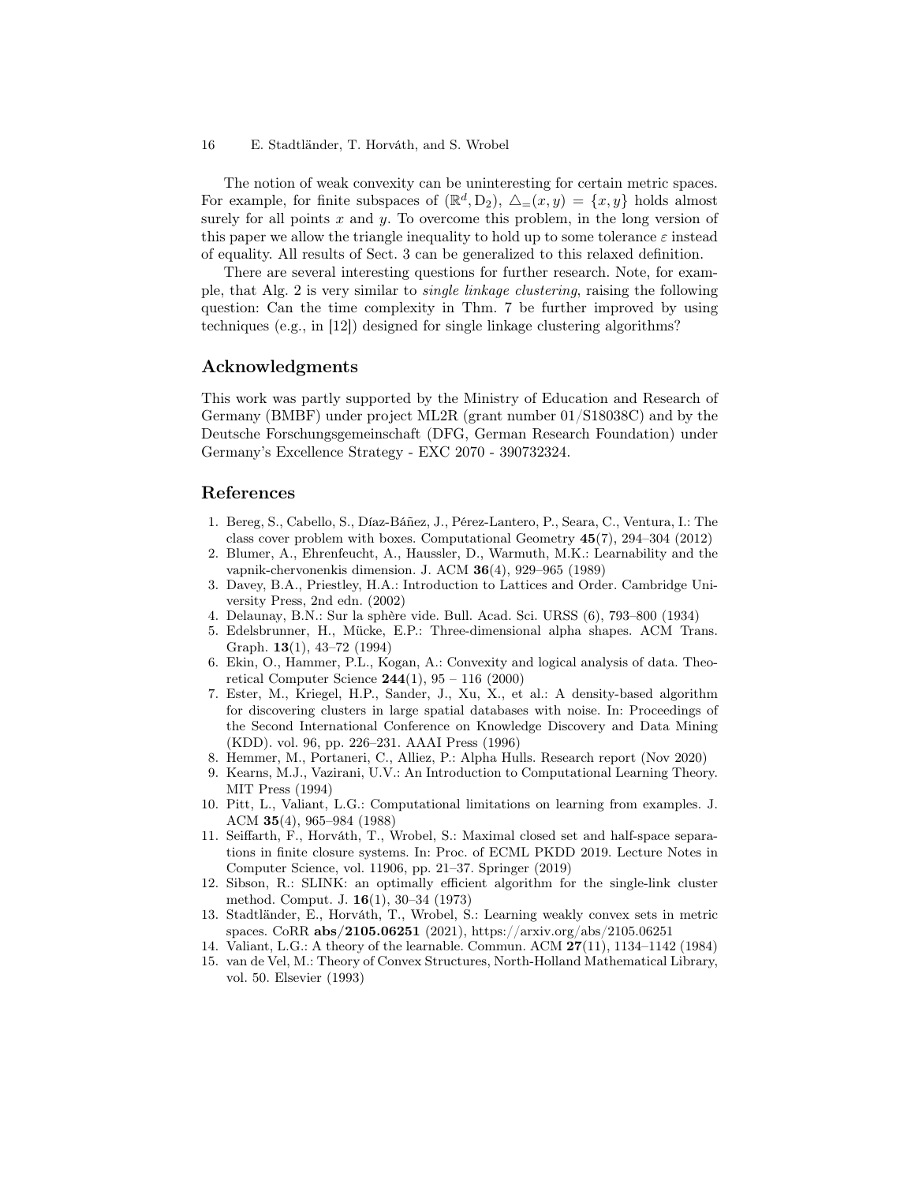The notion of weak convexity can be uninteresting for certain metric spaces. For example, for finite subspaces of $(\mathbb{R}^d, \mathrm{D}_2)$, $\triangle_=(x,y) = \{x,y\}$ holds almost surely for all points $x$ and $y$. To overcome this problem, in the long version of this paper we allow the triangle inequality to hold up to some tolerance $\varepsilon$ instead of equality. All results of Sect. 3 can be generalized to this relaxed definition.

There are several interesting questions for further research. Note, for example, that Alg. 2 is very similar to *single linkage clustering*, raising the following question: Can the time complexity in Thm. 7 be further improved by using techniques (e.g., in [12]) designed for single linkage clustering algorithms?

## Acknowledgments

This work was partly supported by the Ministry of Education and Research of Germany (BMBF) under project ML2R (grant number 01/S18038C) and by the Deutsche Forschungsgemeinschaft (DFG, German Research Foundation) under Germany's Excellence Strategy - EXC 2070 - 390732324.

## References

1. Bereg, S., Cabello, S., Díaz-Báñez, J., Pérez-Lantero, P., Seara, C., Ventura, I.: The class cover problem with boxes. Computational Geometry **45**(7), 294–304 (2012)
2. Blumer, A., Ehrenfeucht, A., Haussler, D., Warmuth, M.K.: Learnability and the vapnik-chervonenkis dimension. J. ACM **36**(4), 929–965 (1989)
3. Davey, B.A., Priestley, H.A.: Introduction to Lattices and Order. Cambridge University Press, 2nd edn. (2002)
4. Delaunay, B.N.: Sur la sphère vide. Bull. Acad. Sci. URSS (6), 793–800 (1934)
5. Edelsbrunner, H., Mücke, E.P.: Three-dimensional alpha shapes. ACM Trans. Graph. **13**(1), 43–72 (1994)
6. Ekin, O., Hammer, P.L., Kogan, A.: Convexity and logical analysis of data. Theoretical Computer Science **244**(1), 95 – 116 (2000)
7. Ester, M., Kriegel, H.P., Sander, J., Xu, X., et al.: A density-based algorithm for discovering clusters in large spatial databases with noise. In: Proceedings of the Second International Conference on Knowledge Discovery and Data Mining (KDD). vol. 96, pp. 226–231. AAAI Press (1996)
8. Hemmer, M., Portaneri, C., Alliez, P.: Alpha Hulls. Research report (Nov 2020)
9. Kearns, M.J., Vazirani, U.V.: An Introduction to Computational Learning Theory. MIT Press (1994)
10. Pitt, L., Valiant, L.G.: Computational limitations on learning from examples. J. ACM **35**(4), 965–984 (1988)
11. Seiffarth, F., Horváth, T., Wrobel, S.: Maximal closed set and half-space separations in finite closure systems. In: Proc. of ECML PKDD 2019. Lecture Notes in Computer Science, vol. 11906, pp. 21–37. Springer (2019)
12. Sibson, R.: SLINK: an optimally efficient algorithm for the single-link cluster method. Comput. J. **16**(1), 30–34 (1973)
13. Stadtländer, E., Horváth, T., Wrobel, S.: Learning weakly convex sets in metric spaces. CoRR **abs/2105.06251** (2021), https://arxiv.org/abs/2105.06251
14. Valiant, L.G.: A theory of the learnable. Commun. ACM **27**(11), 1134–1142 (1984)
15. van de Vel, M.: Theory of Convex Structures, North-Holland Mathematical Library, vol. 50. Elsevier (1993)